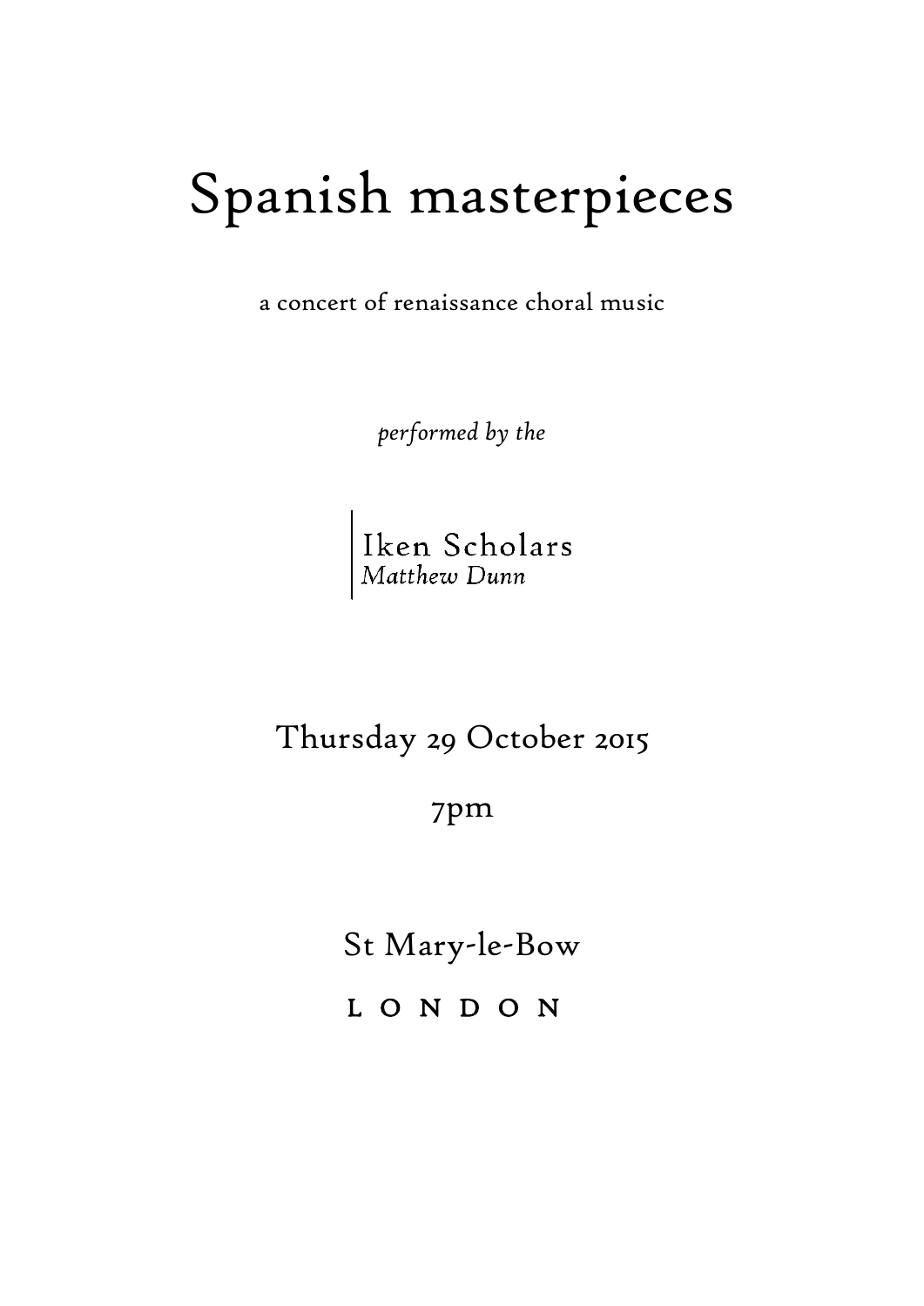# Spanish masterpieces

a concert of renaissance choral music

*performed by the*

Iken Scholars
*Matthew Dunn*

Thursday 29 October 2015

7pm

St Mary-le-Bow

LONDON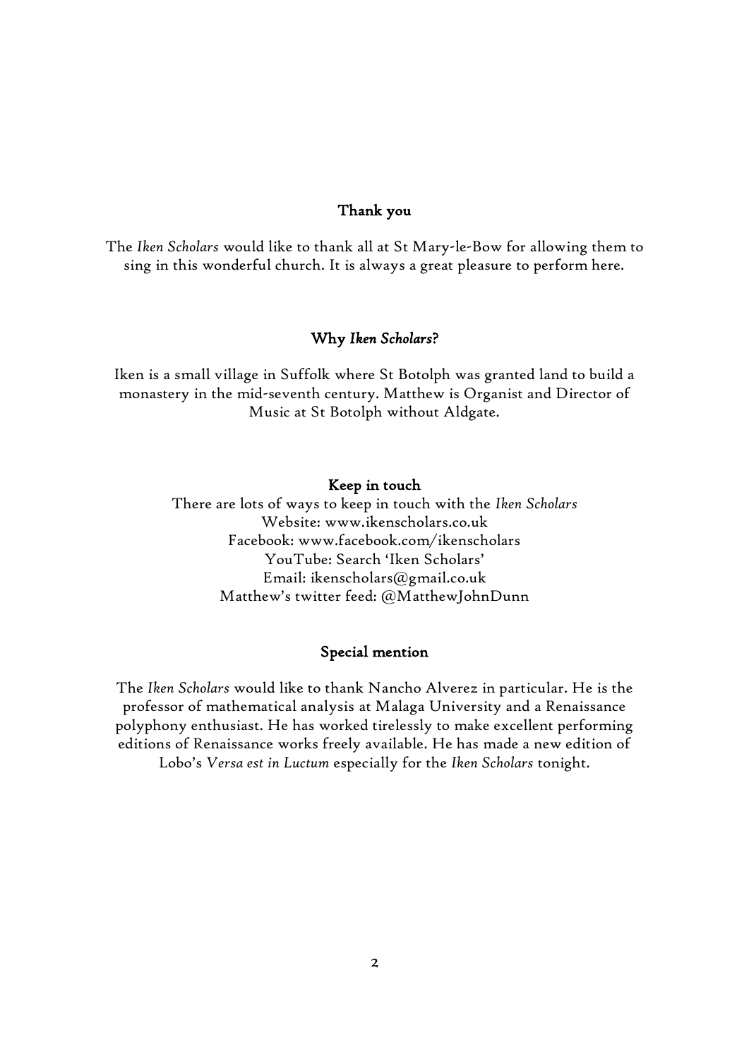## Thank you

The *Iken Scholars* would like to thank all at St Mary-le-Bow for allowing them to sing in this wonderful church. It is always a great pleasure to perform here.

## Why *Iken Scholars*?

Iken is a small village in Suffolk where St Botolph was granted land to build a monastery in the mid-seventh century. Matthew is Organist and Director of Music at St Botolph without Aldgate.

## Keep in touch

There are lots of ways to keep in touch with the *Iken Scholars*
Website: www.ikenscholars.co.uk
Facebook: www.facebook.com/ikenscholars
YouTube: Search 'Iken Scholars'
Email: ikenscholars@gmail.co.uk
Matthew's twitter feed: @MatthewJohnDunn

## Special mention

The *Iken Scholars* would like to thank Nancho Alverez in particular. He is the professor of mathematical analysis at Malaga University and a Renaissance polyphony enthusiast. He has worked tirelessly to make excellent performing editions of Renaissance works freely available. He has made a new edition of Lobo's *Versa est in Luctum* especially for the *Iken Scholars* tonight.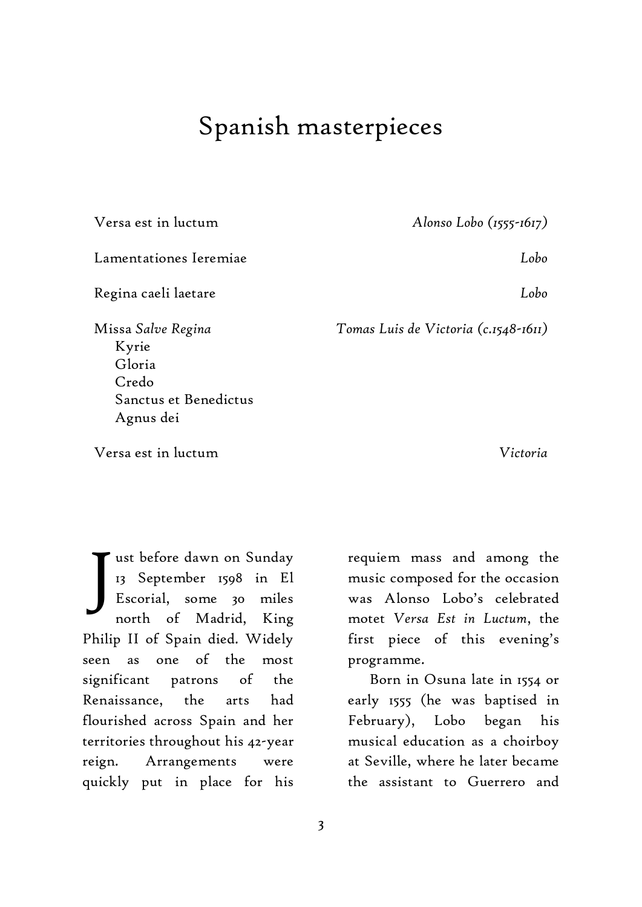# Spanish masterpieces

| | |
|---|---|
| Versa est in luctum | *Alonso Lobo (1555-1617)* |
| Lamentationes Ieremiae | *Lobo* |
| Regina caeli laetare | *Lobo* |
| Missa *Salve Regina* | *Tomas Luis de Victoria (c.1548-1611)* |
| Kyrie | |
| Gloria | |
| Credo | |
| Sanctus et Benedictus | |
| Agnus dei | |
| Versa est in luctum | *Victoria* |

Just before dawn on Sunday 13 September 1598 in El Escorial, some 30 miles north of Madrid, King Philip II of Spain died. Widely seen as one of the most significant patrons of the Renaissance, the arts had flourished across Spain and her territories throughout his 42-year reign. Arrangements were quickly put in place for his requiem mass and among the music composed for the occasion was Alonso Lobo's celebrated motet *Versa Est in Luctum*, the first piece of this evening's programme.

Born in Osuna late in 1554 or early 1555 (he was baptised in February), Lobo began his musical education as a choirboy at Seville, where he later became the assistant to Guerrero and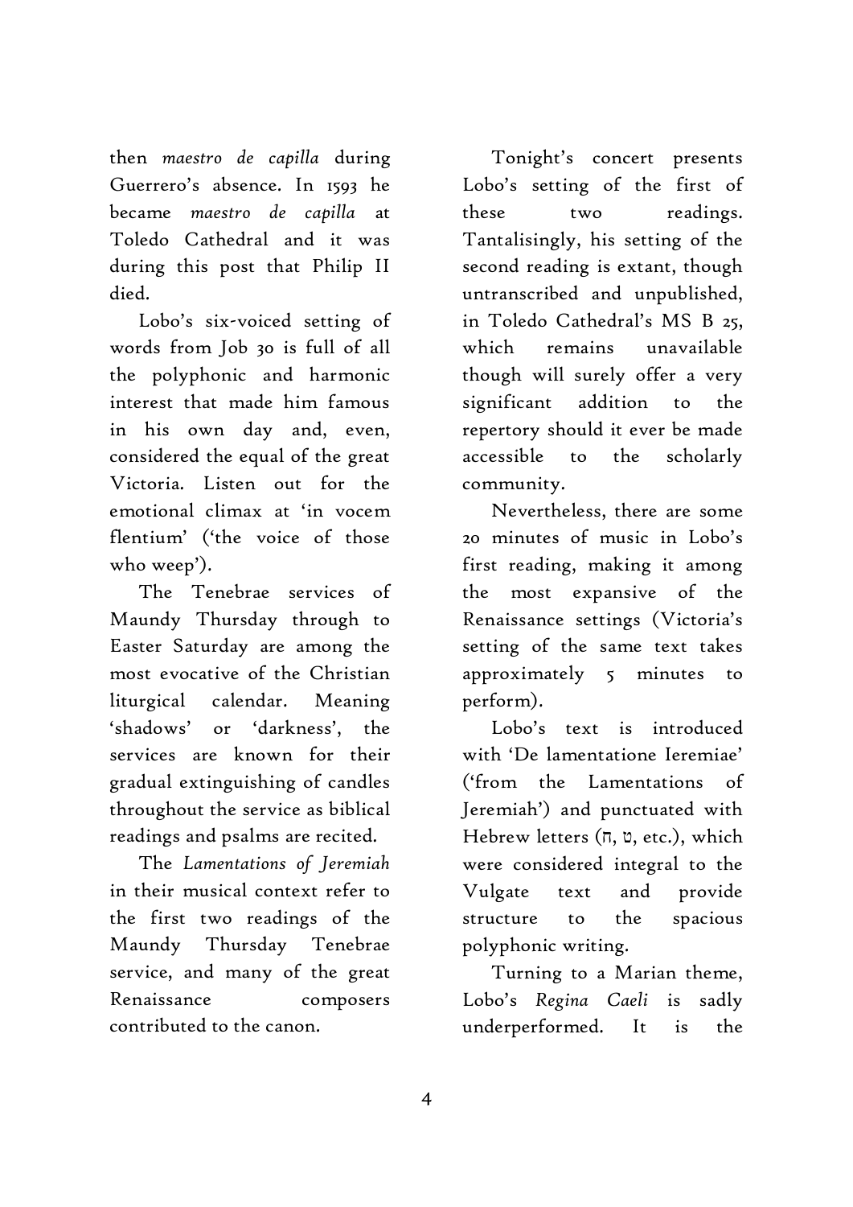then *maestro de capilla* during Guerrero's absence. In 1593 he became *maestro de capilla* at Toledo Cathedral and it was during this post that Philip II died.

Lobo's six-voiced setting of words from Job 30 is full of all the polyphonic and harmonic interest that made him famous in his own day and, even, considered the equal of the great Victoria. Listen out for the emotional climax at 'in vocem flentium' ('the voice of those who weep').

The Tenebrae services of Maundy Thursday through to Easter Saturday are among the most evocative of the Christian liturgical calendar. Meaning 'shadows' or 'darkness', the services are known for their gradual extinguishing of candles throughout the service as biblical readings and psalms are recited.

The *Lamentations of Jeremiah* in their musical context refer to the first two readings of the Maundy Thursday Tenebrae service, and many of the great Renaissance composers contributed to the canon.

Tonight's concert presents Lobo's setting of the first of these two readings. Tantalisingly, his setting of the second reading is extant, though untranscribed and unpublished, in Toledo Cathedral's MS B 25, which remains unavailable though will surely offer a very significant addition to the repertory should it ever be made accessible to the scholarly community.

Nevertheless, there are some 20 minutes of music in Lobo's first reading, making it among the most expansive of the Renaissance settings (Victoria's setting of the same text takes approximately 5 minutes to perform).

Lobo's text is introduced with 'De lamentatione Ieremiae' ('from the Lamentations of Jeremiah') and punctuated with Hebrew letters (ח, ט, etc.), which were considered integral to the Vulgate text and provide structure to the spacious polyphonic writing.

Turning to a Marian theme, Lobo's *Regina Caeli* is sadly underperformed. It is the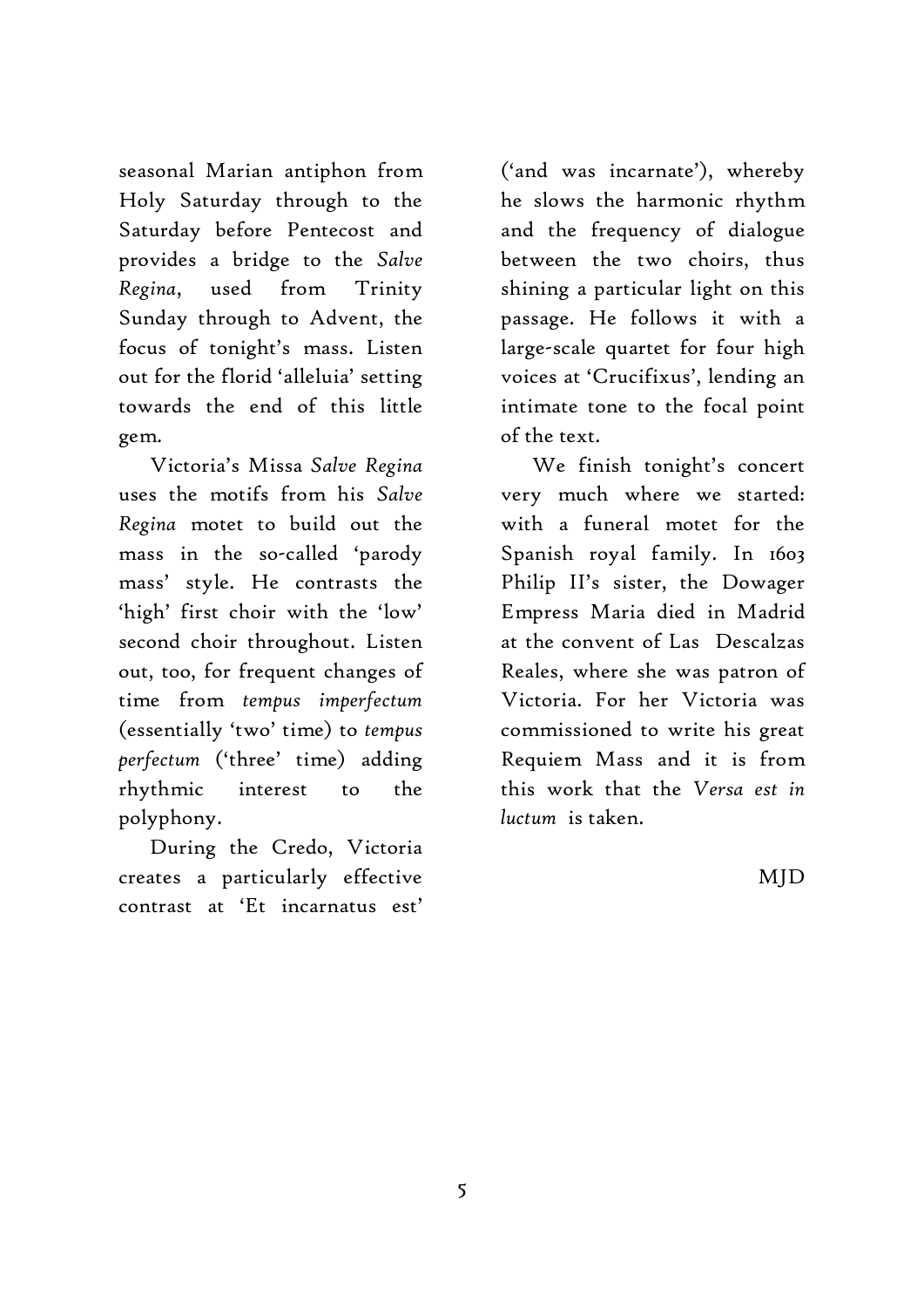seasonal Marian antiphon from Holy Saturday through to the Saturday before Pentecost and provides a bridge to the *Salve Regina*, used from Trinity Sunday through to Advent, the focus of tonight's mass. Listen out for the florid 'alleluia' setting towards the end of this little gem.

Victoria's Missa *Salve Regina* uses the motifs from his *Salve Regina* motet to build out the mass in the so-called 'parody mass' style. He contrasts the 'high' first choir with the 'low' second choir throughout. Listen out, too, for frequent changes of time from *tempus imperfectum* (essentially 'two' time) to *tempus perfectum* ('three' time) adding rhythmic interest to the polyphony.

During the Credo, Victoria creates a particularly effective contrast at 'Et incarnatus est' ('and was incarnate'), whereby he slows the harmonic rhythm and the frequency of dialogue between the two choirs, thus shining a particular light on this passage. He follows it with a large-scale quartet for four high voices at 'Crucifixus', lending an intimate tone to the focal point of the text.

We finish tonight's concert very much where we started: with a funeral motet for the Spanish royal family. In 1603 Philip II's sister, the Dowager Empress Maria died in Madrid at the convent of Las Descalzas Reales, where she was patron of Victoria. For her Victoria was commissioned to write his great Requiem Mass and it is from this work that the *Versa est in luctum* is taken.

MJD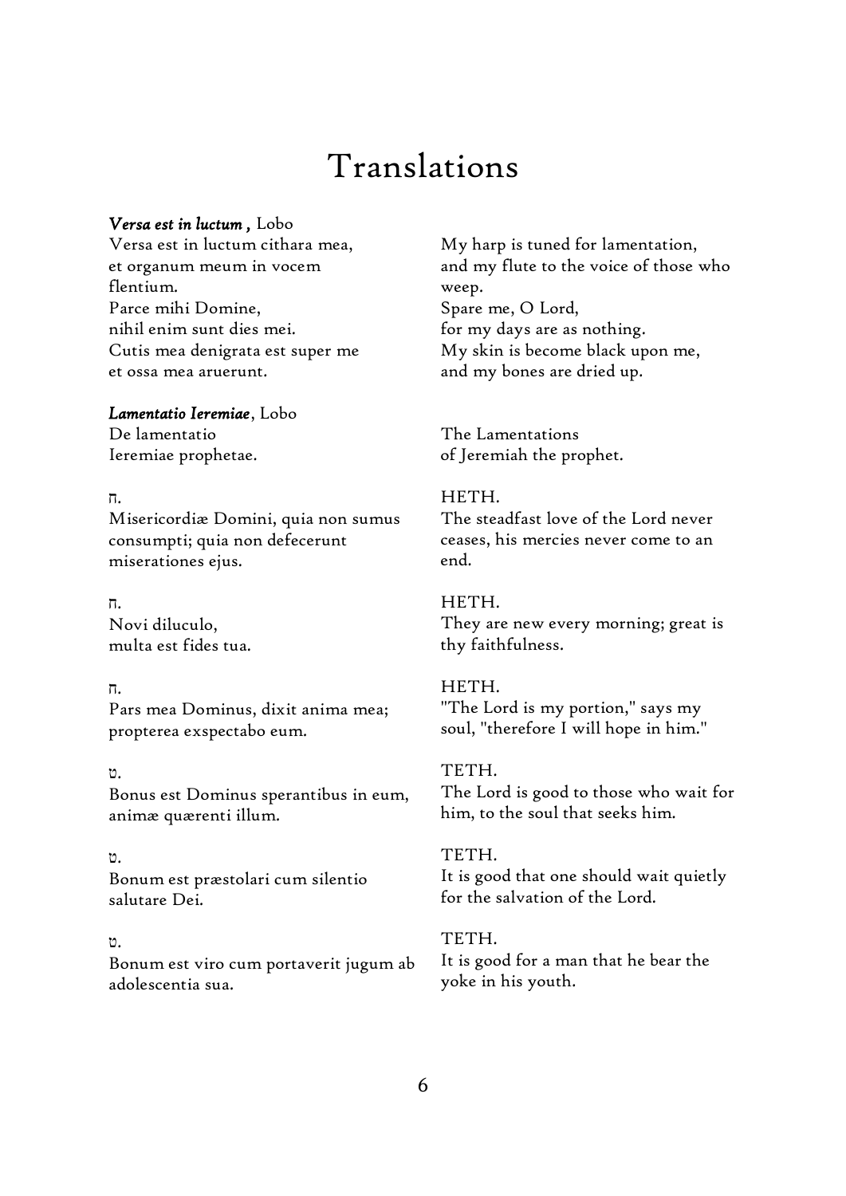# Translations

***Versa est in luctum* ,** Lobo

Versa est in luctum cithara mea,
et organum meum in vocem
flentium.
Parce mihi Domine,
nihil enim sunt dies mei.
Cutis mea denigrata est super me
et ossa mea aruerunt.

My harp is tuned for lamentation,
and my flute to the voice of those who
weep.
Spare me, O Lord,
for my days are as nothing.
My skin is become black upon me,
and my bones are dried up.

***Lamentatio Ieremiae*,** Lobo

De lamentatio
Ieremiae prophetae.

The Lamentations
of Jeremiah the prophet.

ח.
Misericordiæ Domini, quia non sumus
consumpti; quia non defecerunt
miserationes ejus.

HETH.
The steadfast love of the Lord never
ceases, his mercies never come to an
end.

ח.
Novi diluculo,
multa est fides tua.

HETH.
They are new every morning; great is
thy faithfulness.

ח.
Pars mea Dominus, dixit anima mea;
propterea exspectabo eum.

HETH.
"The Lord is my portion," says my
soul, "therefore I will hope in him."

ט.
Bonus est Dominus sperantibus in eum,
animæ quærenti illum.

TETH.
The Lord is good to those who wait for
him, to the soul that seeks him.

ט.
Bonum est præstolari cum silentio
salutare Dei.

TETH.
It is good that one should wait quietly
for the salvation of the Lord.

ט.
Bonum est viro cum portaverit jugum ab
adolescentia sua.

TETH.
It is good for a man that he bear the
yoke in his youth.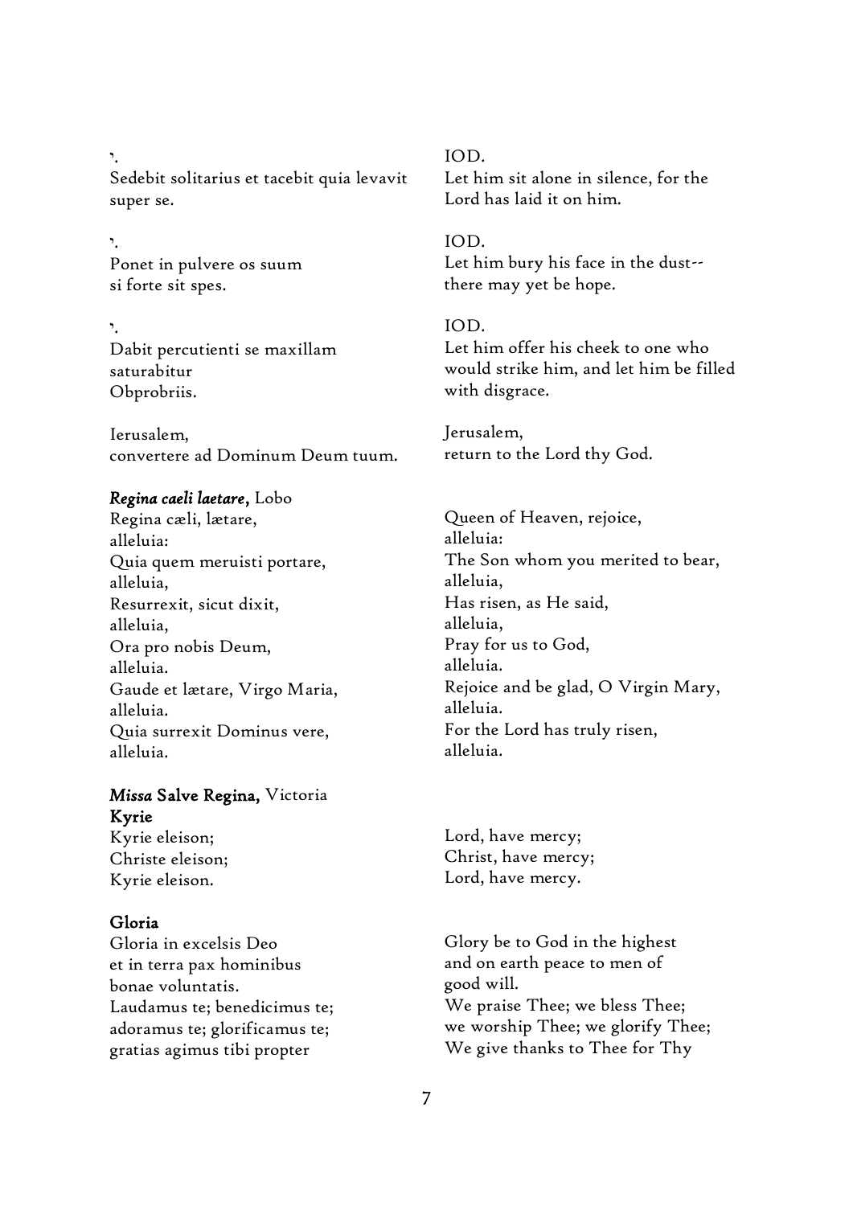י.
Sedebit solitarius et tacebit quia levavit super se.

IOD.
Let him sit alone in silence, for the Lord has laid it on him.

י.
Ponet in pulvere os suum
si forte sit spes.

IOD.
Let him bury his face in the dust--
there may yet be hope.

י.
Dabit percutienti se maxillam
saturabitur
Obprobriis.

IOD.
Let him offer his cheek to one who would strike him, and let him be filled with disgrace.

Ierusalem,
convertere ad Dominum Deum tuum.

Jerusalem,
return to the Lord thy God.

***Regina caeli laetare*, Lobo**

Regina cæli, lætare,
alleluia:
Quia quem meruisti portare,
alleluia,
Resurrexit, sicut dixit,
alleluia,
Ora pro nobis Deum,
alleluia.
Gaude et lætare, Virgo Maria,
alleluia.
Quia surrexit Dominus vere,
alleluia.

Queen of Heaven, rejoice,
alleluia:
The Son whom you merited to bear,
alleluia,
Has risen, as He said,
alleluia,
Pray for us to God,
alleluia.
Rejoice and be glad, O Virgin Mary,
alleluia.
For the Lord has truly risen,
alleluia.

***Missa* Salve Regina, Victoria**

**Kyrie**

Kyrie eleison;
Christe eleison;
Kyrie eleison.

Lord, have mercy;
Christ, have mercy;
Lord, have mercy.

**Gloria**

Gloria in excelsis Deo
et in terra pax hominibus
bonae voluntatis.
Laudamus te; benedicimus te;
adoramus te; glorificamus te;
gratias agimus tibi propter

Glory be to God in the highest
and on earth peace to men of
good will.
We praise Thee; we bless Thee;
we worship Thee; we glorify Thee;
We give thanks to Thee for Thy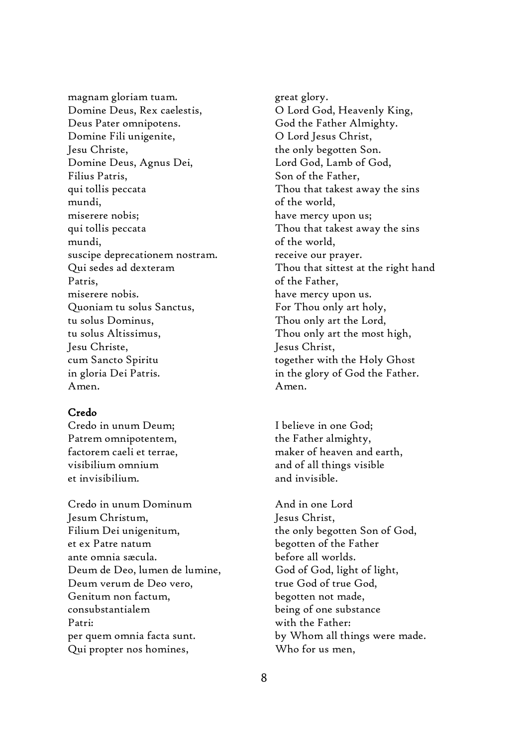magnam gloriam tuam.
Domine Deus, Rex caelestis,
Deus Pater omnipotens.
Domine Fili unigenite,
Jesu Christe,
Domine Deus, Agnus Dei,
Filius Patris,
qui tollis peccata
mundi,
miserere nobis;
qui tollis peccata
mundi,
suscipe deprecationem nostram.
Qui sedes ad dexteram
Patris,
miserere nobis.
Quoniam tu solus Sanctus,
tu solus Dominus,
tu solus Altissimus,
Jesu Christe,
cum Sancto Spiritu
in gloria Dei Patris.
Amen.

great glory.
O Lord God, Heavenly King,
God the Father Almighty.
O Lord Jesus Christ,
the only begotten Son.
Lord God, Lamb of God,
Son of the Father,
Thou that takest away the sins
of the world,
have mercy upon us;
Thou that takest away the sins
of the world,
receive our prayer.
Thou that sittest at the right hand
of the Father,
have mercy upon us.
For Thou only art holy,
Thou only art the Lord,
Thou only art the most high,
Jesus Christ,
together with the Holy Ghost
in the glory of God the Father.
Amen.

## Credo

Credo in unum Deum;
Patrem omnipotentem,
factorem caeli et terrae,
visibilium omnium
et invisibilium.

Credo in unum Dominum
Jesum Christum,
Filium Dei unigenitum,
et ex Patre natum
ante omnia sæcula.
Deum de Deo, lumen de lumine,
Deum verum de Deo vero,
Genitum non factum,
consubstantialem
Patri:
per quem omnia facta sunt.
Qui propter nos homines,

I believe in one God;
the Father almighty,
maker of heaven and earth,
and of all things visible
and invisible.

And in one Lord
Jesus Christ,
the only begotten Son of God,
begotten of the Father
before all worlds.
God of God, light of light,
true God of true God,
begotten not made,
being of one substance
with the Father:
by Whom all things were made.
Who for us men,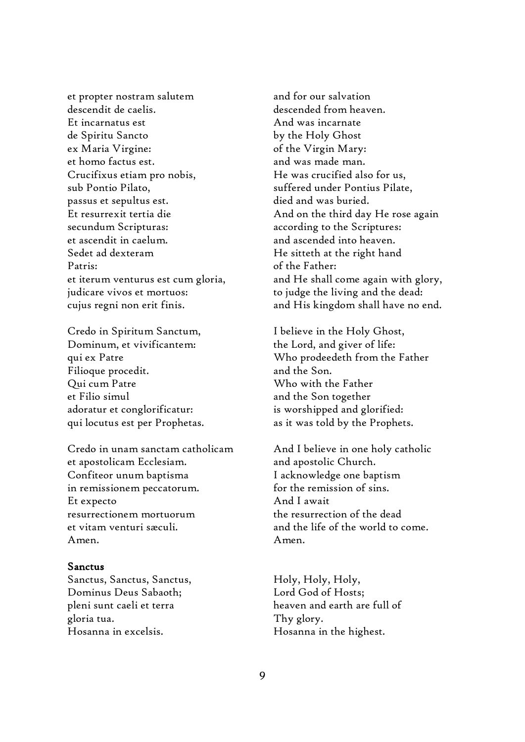et propter nostram salutem
descendit de caelis.
Et incarnatus est
de Spiritu Sancto
ex Maria Virgine:
et homo factus est.
Crucifixus etiam pro nobis,
sub Pontio Pilato,
passus et sepultus est.
Et resurrexit tertia die
secundum Scripturas:
et ascendit in caelum.
Sedet ad dexteram
Patris:
et iterum venturus est cum gloria,
judicare vivos et mortuos:
cujus regni non erit finis.

and for our salvation
descended from heaven.
And was incarnate
by the Holy Ghost
of the Virgin Mary:
and was made man.
He was crucified also for us,
suffered under Pontius Pilate,
died and was buried.
And on the third day He rose again
according to the Scriptures:
and ascended into heaven.
He sitteth at the right hand
of the Father:
and He shall come again with glory,
to judge the living and the dead:
and His kingdom shall have no end.

Credo in Spiritum Sanctum,
Dominum, et vivificantem:
qui ex Patre
Filioque procedit.
Qui cum Patre
et Filio simul
adoratur et conglorificatur:
qui locutus est per Prophetas.

I believe in the Holy Ghost,
the Lord, and giver of life:
Who prodeedeth from the Father
and the Son.
Who with the Father
and the Son together
is worshipped and glorified:
as it was told by the Prophets.

Credo in unam sanctam catholicam
et apostolicam Ecclesiam.
Confiteor unum baptisma
in remissionem peccatorum.
Et expecto
resurrectionem mortuorum
et vitam venturi sæculi.
Amen.

And I believe in one holy catholic
and apostolic Church.
I acknowledge one baptism
for the remission of sins.
And I await
the resurrection of the dead
and the life of the world to come.
Amen.

**Sanctus**

Sanctus, Sanctus, Sanctus,
Dominus Deus Sabaoth;
pleni sunt caeli et terra
gloria tua.
Hosanna in excelsis.

Holy, Holy, Holy,
Lord God of Hosts;
heaven and earth are full of
Thy glory.
Hosanna in the highest.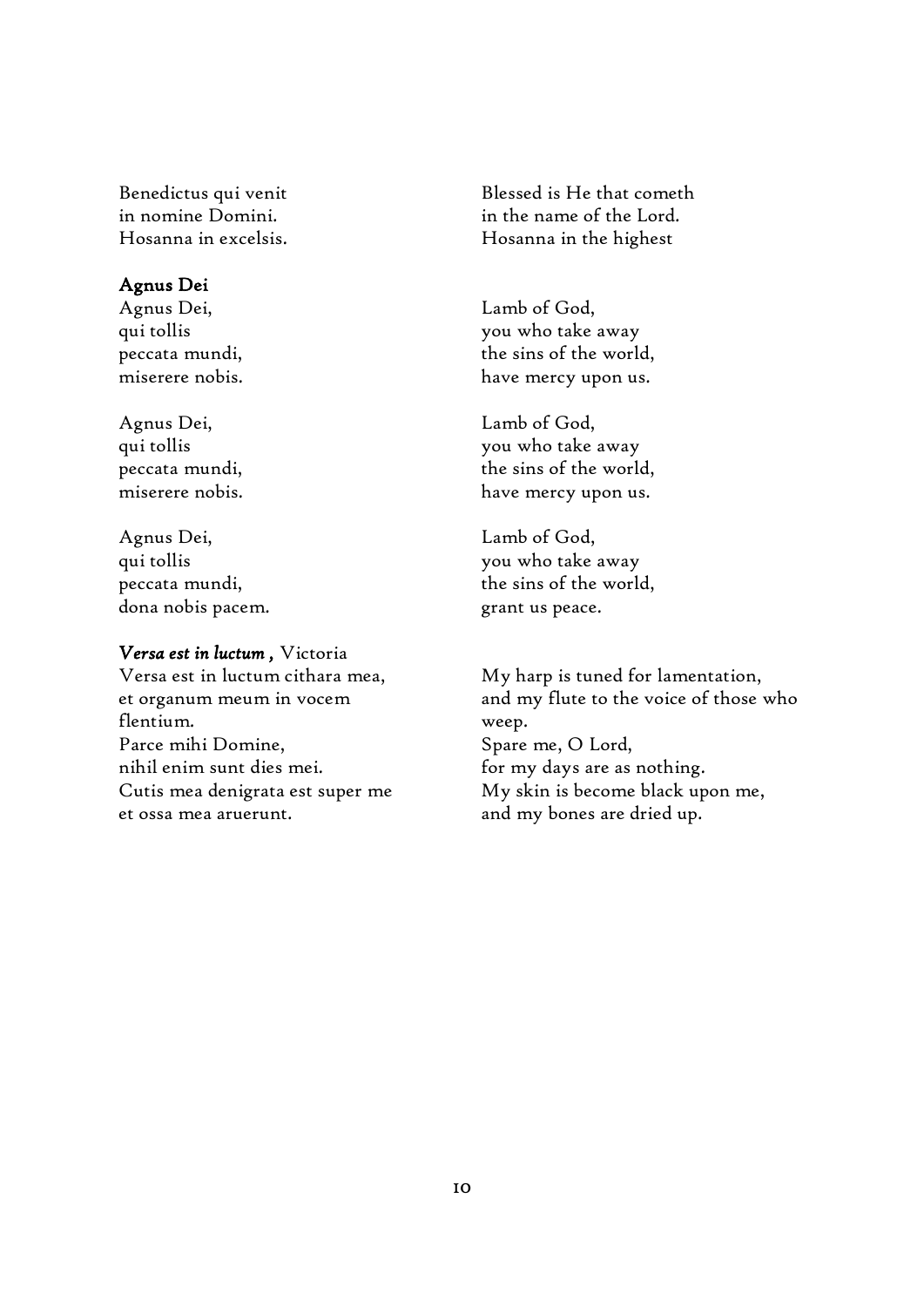Benedictus qui venit
in nomine Domini.
Hosanna in excelsis.

Blessed is He that cometh
in the name of the Lord.
Hosanna in the highest

**Agnus Dei**

Agnus Dei,
qui tollis
peccata mundi,
miserere nobis.

Lamb of God,
you who take away
the sins of the world,
have mercy upon us.

Agnus Dei,
qui tollis
peccata mundi,
miserere nobis.

Lamb of God,
you who take away
the sins of the world,
have mercy upon us.

Agnus Dei,
qui tollis
peccata mundi,
dona nobis pacem.

Lamb of God,
you who take away
the sins of the world,
grant us peace.

***Versa est in luctum* ,** Victoria

Versa est in luctum cithara mea,
et organum meum in vocem
flentium.
Parce mihi Domine,
nihil enim sunt dies mei.
Cutis mea denigrata est super me
et ossa mea aruerunt.

My harp is tuned for lamentation,
and my flute to the voice of those who
weep.
Spare me, O Lord,
for my days are as nothing.
My skin is become black upon me,
and my bones are dried up.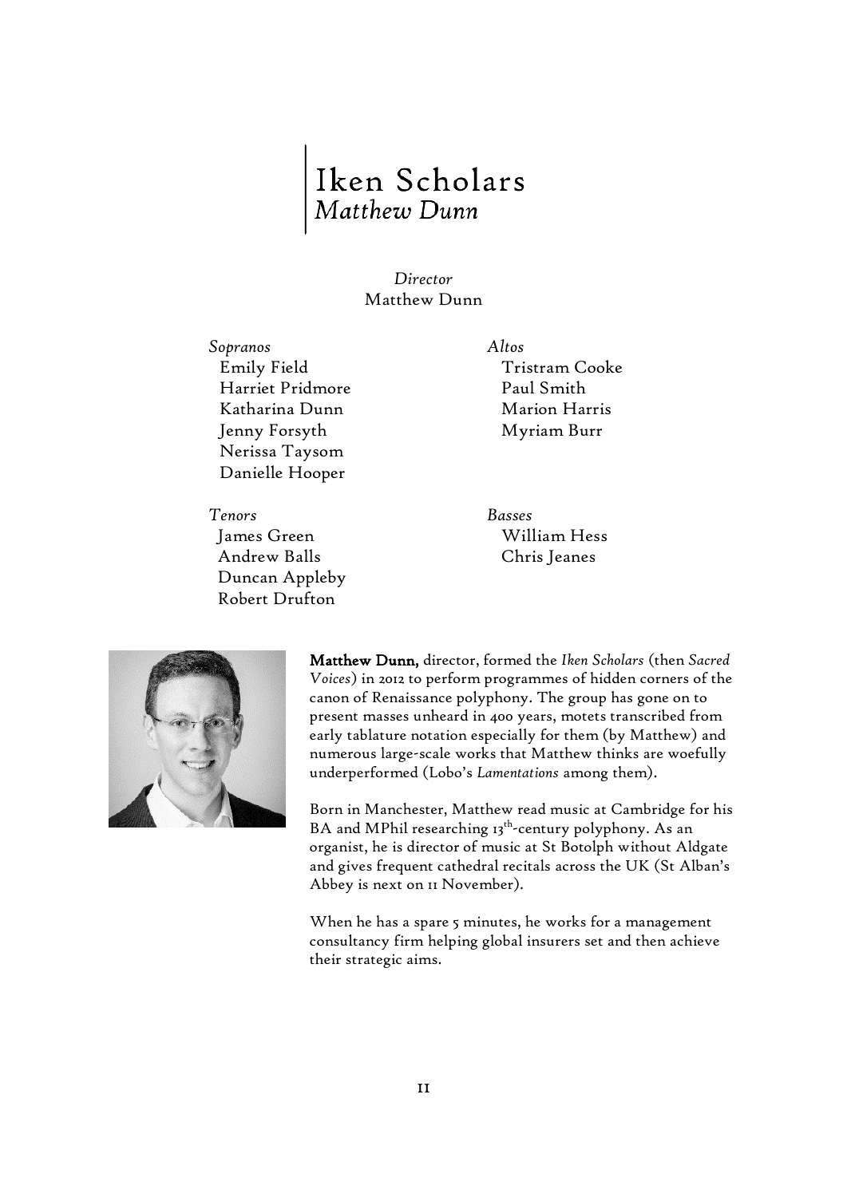# Iken Scholars
## *Matthew Dunn*

*Director*
Matthew Dunn

*Sopranos*
Emily Field
Harriet Pridmore
Katharina Dunn
Jenny Forsyth
Nerissa Taysom
Danielle Hooper

*Altos*
Tristram Cooke
Paul Smith
Marion Harris
Myriam Burr

*Tenors*
James Green
Andrew Balls
Duncan Appleby
Robert Drufton

*Basses*
William Hess
Chris Jeanes

**Matthew Dunn,** director, formed the *Iken Scholars* (then *Sacred Voices*) in 2012 to perform programmes of hidden corners of the canon of Renaissance polyphony. The group has gone on to present masses unheard in 400 years, motets transcribed from early tablature notation especially for them (by Matthew) and numerous large-scale works that Matthew thinks are woefully underperformed (Lobo's *Lamentations* among them).

Born in Manchester, Matthew read music at Cambridge for his BA and MPhil researching 13th-century polyphony. As an organist, he is director of music at St Botolph without Aldgate and gives frequent cathedral recitals across the UK (St Alban's Abbey is next on 11 November).

When he has a spare 5 minutes, he works for a management consultancy firm helping global insurers set and then achieve their strategic aims.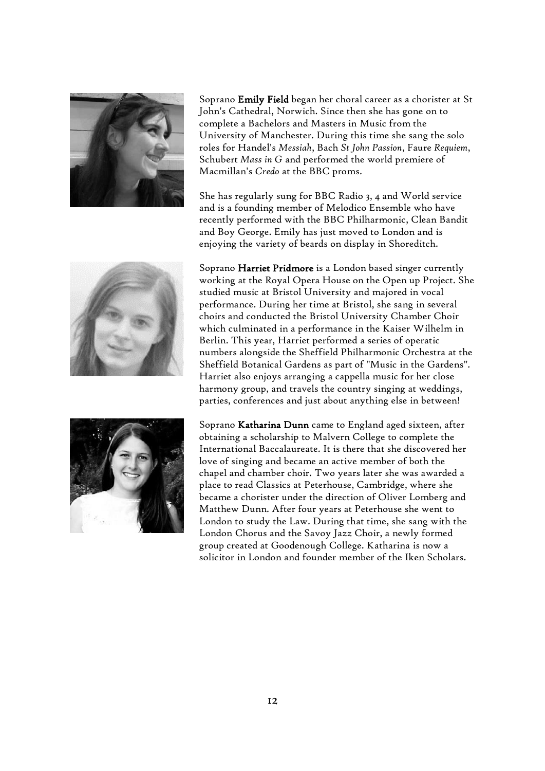Soprano **Emily Field** began her choral career as a chorister at St John's Cathedral, Norwich. Since then she has gone on to complete a Bachelors and Masters in Music from the University of Manchester. During this time she sang the solo roles for Handel's *Messiah*, Bach *St John Passion*, Faure *Requiem*, Schubert *Mass in G* and performed the world premiere of Macmillan's *Credo* at the BBC proms.

She has regularly sung for BBC Radio 3, 4 and World service and is a founding member of Melodico Ensemble who have recently performed with the BBC Philharmonic, Clean Bandit and Boy George. Emily has just moved to London and is enjoying the variety of beards on display in Shoreditch.

Soprano **Harriet Pridmore** is a London based singer currently working at the Royal Opera House on the Open up Project. She studied music at Bristol University and majored in vocal performance. During her time at Bristol, she sang in several choirs and conducted the Bristol University Chamber Choir which culminated in a performance in the Kaiser Wilhelm in Berlin. This year, Harriet performed a series of operatic numbers alongside the Sheffield Philharmonic Orchestra at the Sheffield Botanical Gardens as part of "Music in the Gardens". Harriet also enjoys arranging a cappella music for her close harmony group, and travels the country singing at weddings, parties, conferences and just about anything else in between!

Soprano **Katharina Dunn** came to England aged sixteen, after obtaining a scholarship to Malvern College to complete the International Baccalaureate. It is there that she discovered her love of singing and became an active member of both the chapel and chamber choir. Two years later she was awarded a place to read Classics at Peterhouse, Cambridge, where she became a chorister under the direction of Oliver Lomberg and Matthew Dunn. After four years at Peterhouse she went to London to study the Law. During that time, she sang with the London Chorus and the Savoy Jazz Choir, a newly formed group created at Goodenough College. Katharina is now a solicitor in London and founder member of the Iken Scholars.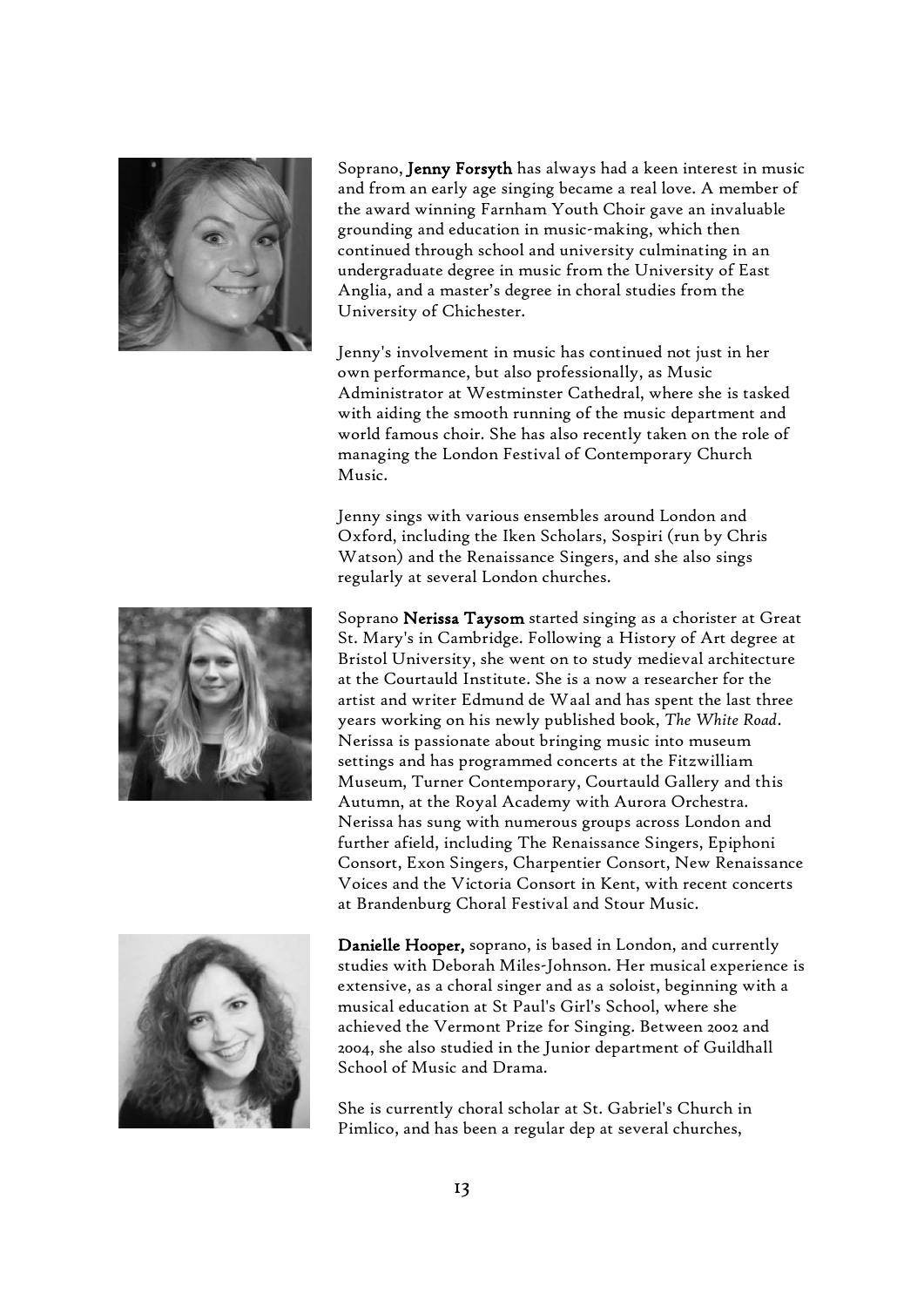Soprano, **Jenny Forsyth** has always had a keen interest in music and from an early age singing became a real love. A member of the award winning Farnham Youth Choir gave an invaluable grounding and education in music-making, which then continued through school and university culminating in an undergraduate degree in music from the University of East Anglia, and a master's degree in choral studies from the University of Chichester.

Jenny's involvement in music has continued not just in her own performance, but also professionally, as Music Administrator at Westminster Cathedral, where she is tasked with aiding the smooth running of the music department and world famous choir. She has also recently taken on the role of managing the London Festival of Contemporary Church Music.

Jenny sings with various ensembles around London and Oxford, including the Iken Scholars, Sospiri (run by Chris Watson) and the Renaissance Singers, and she also sings regularly at several London churches.

Soprano **Nerissa Taysom** started singing as a chorister at Great St. Mary's in Cambridge. Following a History of Art degree at Bristol University, she went on to study medieval architecture at the Courtauld Institute. She is a now a researcher for the artist and writer Edmund de Waal and has spent the last three years working on his newly published book, *The White Road*. Nerissa is passionate about bringing music into museum settings and has programmed concerts at the Fitzwilliam Museum, Turner Contemporary, Courtauld Gallery and this Autumn, at the Royal Academy with Aurora Orchestra. Nerissa has sung with numerous groups across London and further afield, including The Renaissance Singers, Epiphoni Consort, Exon Singers, Charpentier Consort, New Renaissance Voices and the Victoria Consort in Kent, with recent concerts at Brandenburg Choral Festival and Stour Music.

**Danielle Hooper,** soprano, is based in London, and currently studies with Deborah Miles-Johnson. Her musical experience is extensive, as a choral singer and as a soloist, beginning with a musical education at St Paul's Girl's School, where she achieved the Vermont Prize for Singing. Between 2002 and 2004, she also studied in the Junior department of Guildhall School of Music and Drama.

She is currently choral scholar at St. Gabriel's Church in Pimlico, and has been a regular dep at several churches,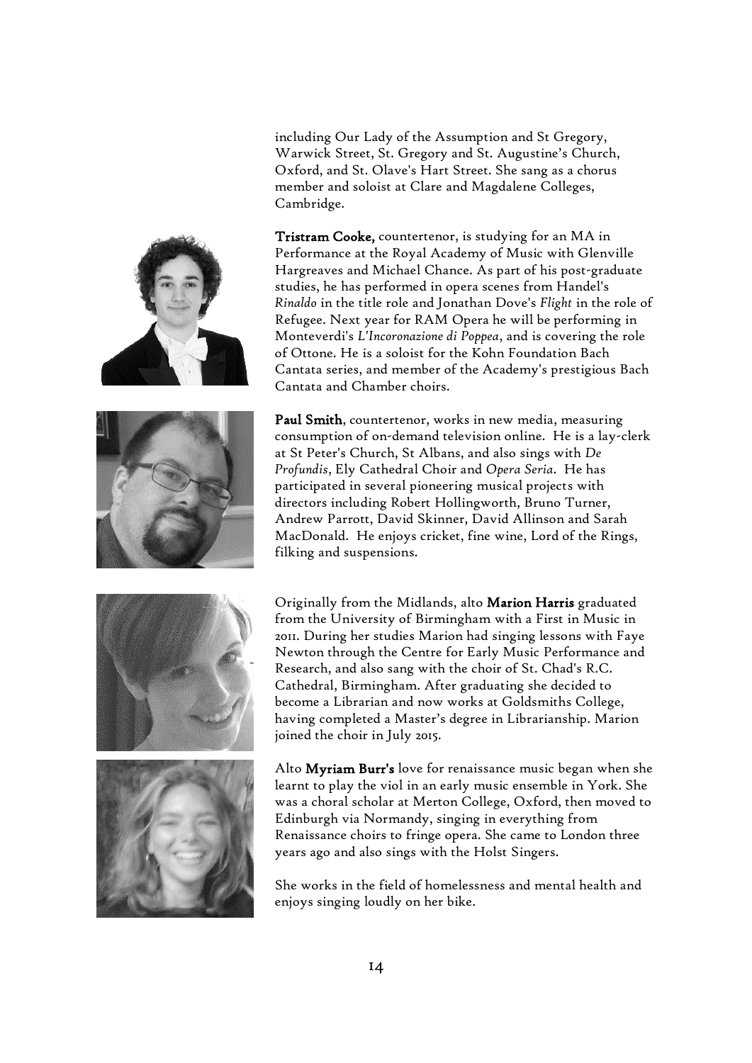including Our Lady of the Assumption and St Gregory, Warwick Street, St. Gregory and St. Augustine's Church, Oxford, and St. Olave's Hart Street. She sang as a chorus member and soloist at Clare and Magdalene Colleges, Cambridge.

**Tristram Cooke,** countertenor, is studying for an MA in Performance at the Royal Academy of Music with Glenville Hargreaves and Michael Chance. As part of his post-graduate studies, he has performed in opera scenes from Handel's *Rinaldo* in the title role and Jonathan Dove's *Flight* in the role of Refugee. Next year for RAM Opera he will be performing in Monteverdi's *L'Incoronazione di Poppea*, and is covering the role of Ottone. He is a soloist for the Kohn Foundation Bach Cantata series, and member of the Academy's prestigious Bach Cantata and Chamber choirs.

**Paul Smith**, countertenor, works in new media, measuring consumption of on-demand television online. He is a lay-clerk at St Peter's Church, St Albans, and also sings with *De Profundis*, Ely Cathedral Choir and *Opera Seria*. He has participated in several pioneering musical projects with directors including Robert Hollingworth, Bruno Turner, Andrew Parrott, David Skinner, David Allinson and Sarah MacDonald. He enjoys cricket, fine wine, Lord of the Rings, filking and suspensions.

Originally from the Midlands, alto **Marion Harris** graduated from the University of Birmingham with a First in Music in 2011. During her studies Marion had singing lessons with Faye Newton through the Centre for Early Music Performance and Research, and also sang with the choir of St. Chad's R.C. Cathedral, Birmingham. After graduating she decided to become a Librarian and now works at Goldsmiths College, having completed a Master's degree in Librarianship. Marion joined the choir in July 2015.

Alto **Myriam Burr's** love for renaissance music began when she learnt to play the viol in an early music ensemble in York. She was a choral scholar at Merton College, Oxford, then moved to Edinburgh via Normandy, singing in everything from Renaissance choirs to fringe opera. She came to London three years ago and also sings with the Holst Singers.

She works in the field of homelessness and mental health and enjoys singing loudly on her bike.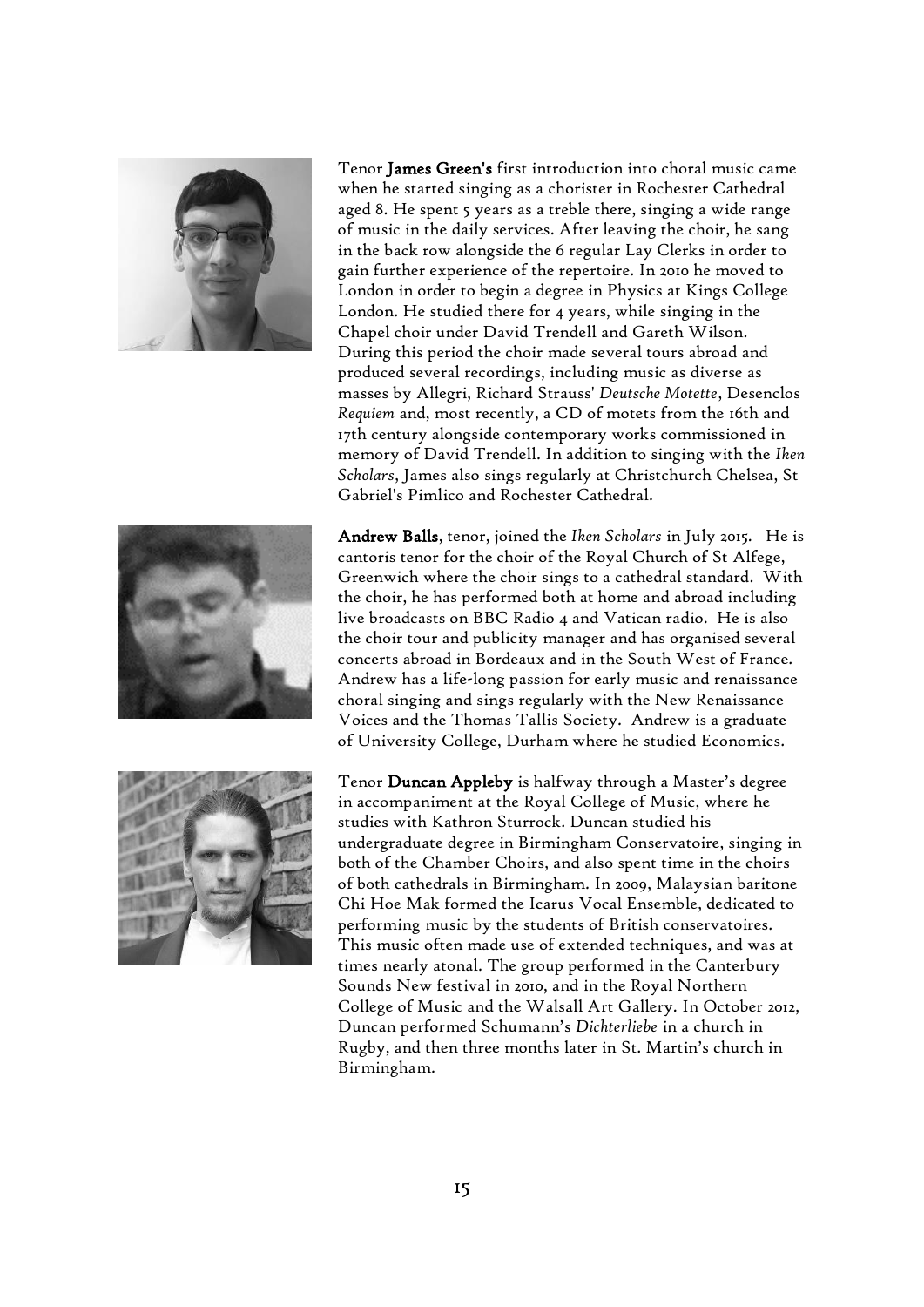Tenor **James Green's** first introduction into choral music came when he started singing as a chorister in Rochester Cathedral aged 8. He spent 5 years as a treble there, singing a wide range of music in the daily services. After leaving the choir, he sang in the back row alongside the 6 regular Lay Clerks in order to gain further experience of the repertoire. In 2010 he moved to London in order to begin a degree in Physics at Kings College London. He studied there for 4 years, while singing in the Chapel choir under David Trendell and Gareth Wilson. During this period the choir made several tours abroad and produced several recordings, including music as diverse as masses by Allegri, Richard Strauss' *Deutsche Motette*, Desenclos *Requiem* and, most recently, a CD of motets from the 16th and 17th century alongside contemporary works commissioned in memory of David Trendell. In addition to singing with the *Iken Scholars*, James also sings regularly at Christchurch Chelsea, St Gabriel's Pimlico and Rochester Cathedral.

**Andrew Balls**, tenor, joined the *Iken Scholars* in July 2015. He is cantoris tenor for the choir of the Royal Church of St Alfege, Greenwich where the choir sings to a cathedral standard. With the choir, he has performed both at home and abroad including live broadcasts on BBC Radio 4 and Vatican radio. He is also the choir tour and publicity manager and has organised several concerts abroad in Bordeaux and in the South West of France. Andrew has a life-long passion for early music and renaissance choral singing and sings regularly with the New Renaissance Voices and the Thomas Tallis Society. Andrew is a graduate of University College, Durham where he studied Economics.

Tenor **Duncan Appleby** is halfway through a Master's degree in accompaniment at the Royal College of Music, where he studies with Kathron Sturrock. Duncan studied his undergraduate degree in Birmingham Conservatoire, singing in both of the Chamber Choirs, and also spent time in the choirs of both cathedrals in Birmingham. In 2009, Malaysian baritone Chi Hoe Mak formed the Icarus Vocal Ensemble, dedicated to performing music by the students of British conservatoires. This music often made use of extended techniques, and was at times nearly atonal. The group performed in the Canterbury Sounds New festival in 2010, and in the Royal Northern College of Music and the Walsall Art Gallery. In October 2012, Duncan performed Schumann's *Dichterliebe* in a church in Rugby, and then three months later in St. Martin's church in Birmingham.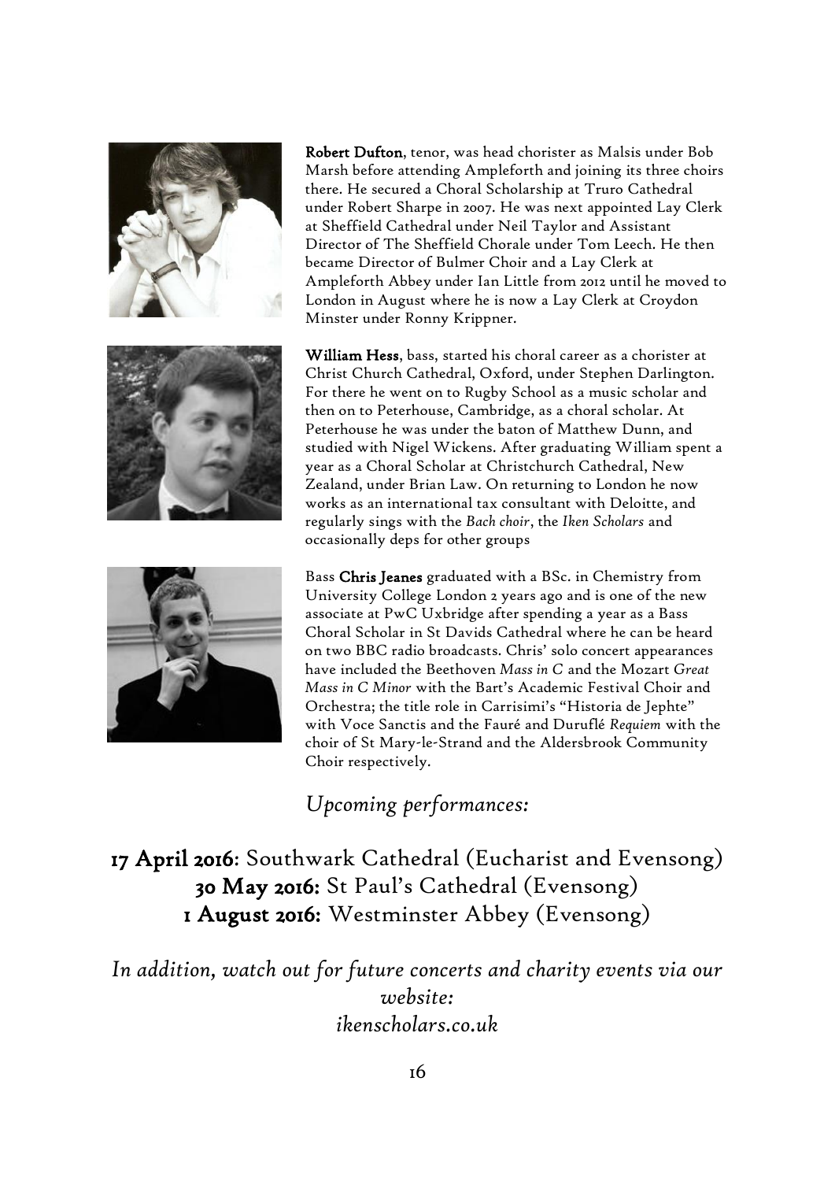**Robert Dufton**, tenor, was head chorister as Malsis under Bob Marsh before attending Ampleforth and joining its three choirs there. He secured a Choral Scholarship at Truro Cathedral under Robert Sharpe in 2007. He was next appointed Lay Clerk at Sheffield Cathedral under Neil Taylor and Assistant Director of The Sheffield Chorale under Tom Leech. He then became Director of Bulmer Choir and a Lay Clerk at Ampleforth Abbey under Ian Little from 2012 until he moved to London in August where he is now a Lay Clerk at Croydon Minster under Ronny Krippner.

**William Hess**, bass, started his choral career as a chorister at Christ Church Cathedral, Oxford, under Stephen Darlington. For there he went on to Rugby School as a music scholar and then on to Peterhouse, Cambridge, as a choral scholar. At Peterhouse he was under the baton of Matthew Dunn, and studied with Nigel Wickens. After graduating William spent a year as a Choral Scholar at Christchurch Cathedral, New Zealand, under Brian Law. On returning to London he now works as an international tax consultant with Deloitte, and regularly sings with the *Bach choir*, the *Iken Scholars* and occasionally deps for other groups

Bass **Chris Jeanes** graduated with a BSc. in Chemistry from University College London 2 years ago and is one of the new associate at PwC Uxbridge after spending a year as a Bass Choral Scholar in St Davids Cathedral where he can be heard on two BBC radio broadcasts. Chris' solo concert appearances have included the Beethoven *Mass in C* and the Mozart *Great Mass in C Minor* with the Bart's Academic Festival Choir and Orchestra; the title role in Carrisimi's "Historia de Jephte" with Voce Sanctis and the Fauré and Duruflé *Requiem* with the choir of St Mary-le-Strand and the Aldersbrook Community Choir respectively.

## *Upcoming performances:*

**17 April 2016**: Southwark Cathedral (Eucharist and Evensong)
**30 May 2016:** St Paul's Cathedral (Evensong)
**1 August 2016:** Westminster Abbey (Evensong)

*In addition, watch out for future concerts and charity events via our website:*
*ikenscholars.co.uk*